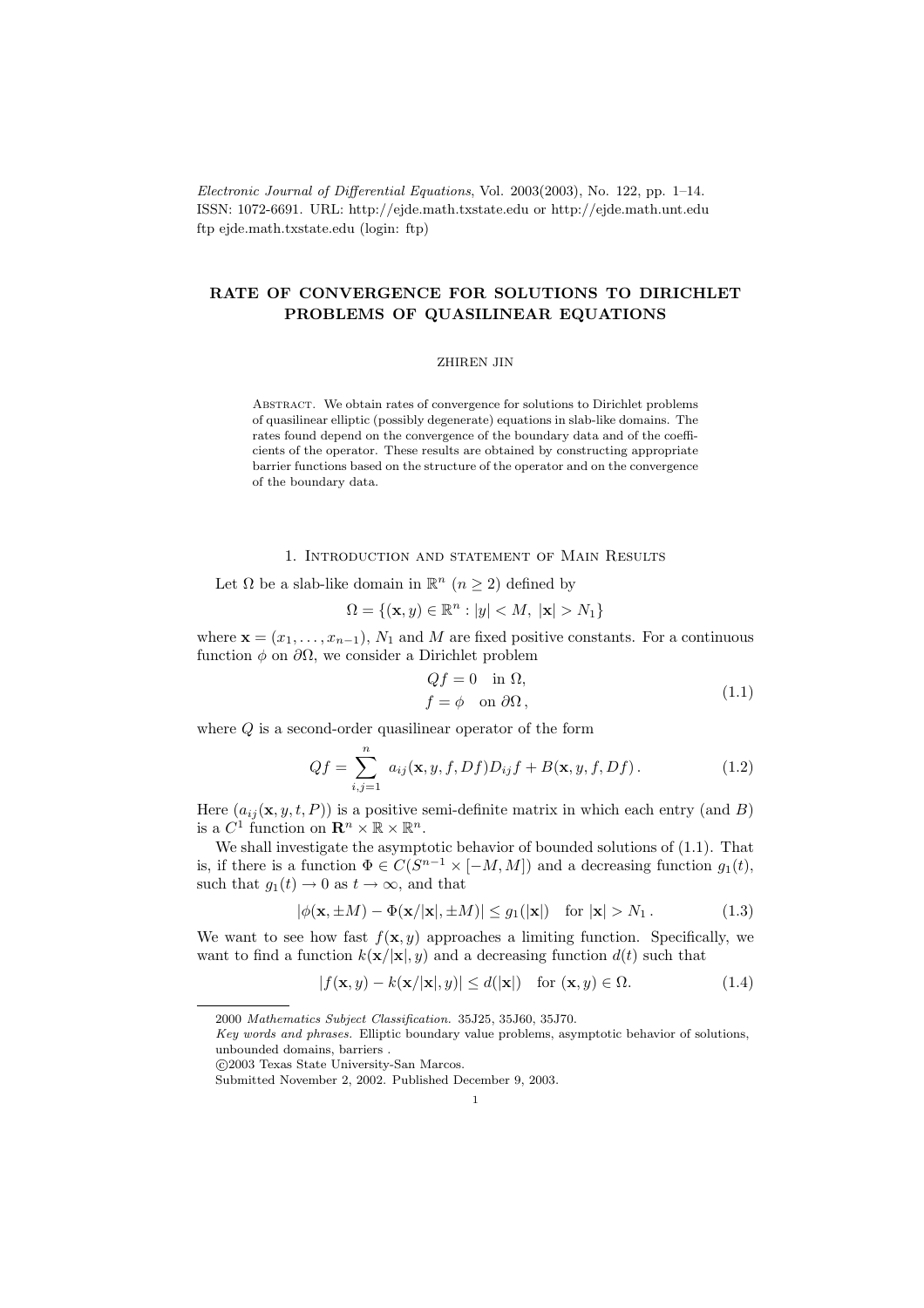*Electronic Journal of Differential Equations*, Vol. 2003(2003), No. 122, pp. 1–14.
ISSN: 1072-6691. URL: http://ejde.math.txstate.edu or http://ejde.math.unt.edu
ftp ejde.math.txstate.edu (login: ftp)

# RATE OF CONVERGENCE FOR SOLUTIONS TO DIRICHLET PROBLEMS OF QUASILINEAR EQUATIONS

ZHIREN JIN

Abstract. We obtain rates of convergence for solutions to Dirichlet problems of quasilinear elliptic (possibly degenerate) equations in slab-like domains. The rates found depend on the convergence of the boundary data and of the coefficients of the operator. These results are obtained by constructing appropriate barrier functions based on the structure of the operator and on the convergence of the boundary data.

## 1. Introduction and statement of Main Results

Let $\Omega$ be a slab-like domain in $\mathbb{R}^n$ ($n \geq 2$) defined by

$$\Omega = \{(\mathbf{x}, y) \in \mathbb{R}^n : |y| < M,\ |\mathbf{x}| > N_1\}$$

where $\mathbf{x} = (x_1, \dots, x_{n-1})$, $N_1$ and $M$ are fixed positive constants. For a continuous function $\phi$ on $\partial\Omega$, we consider a Dirichlet problem

$$\begin{aligned} Qf &= 0 \quad \text{in } \Omega, \\ f &= \phi \quad \text{on } \partial\Omega\,, \end{aligned} \tag{1.1}$$

where $Q$ is a second-order quasilinear operator of the form

$$Qf = \sum_{i,j=1}^{n} a_{ij}(\mathbf{x}, y, f, Df) D_{ij} f + B(\mathbf{x}, y, f, Df)\,. \tag{1.2}$$

Here $(a_{ij}(\mathbf{x}, y, t, P))$ is a positive semi-definite matrix in which each entry (and $B$) is a $C^1$ function on $\mathbf{R}^n \times \mathbb{R} \times \mathbb{R}^n$.

We shall investigate the asymptotic behavior of bounded solutions of (1.1). That is, if there is a function $\Phi \in C(S^{n-1} \times [-M, M])$ and a decreasing function $g_1(t)$, such that $g_1(t) \to 0$ as $t \to \infty$, and that

$$|\phi(\mathbf{x}, \pm M) - \Phi(\mathbf{x}/|\mathbf{x}|, \pm M)| \leq g_1(|\mathbf{x}|) \quad \text{for } |\mathbf{x}| > N_1\,. \tag{1.3}$$

We want to see how fast $f(\mathbf{x}, y)$ approaches a limiting function. Specifically, we want to find a function $k(\mathbf{x}/|\mathbf{x}|, y)$ and a decreasing function $d(t)$ such that

$$|f(\mathbf{x}, y) - k(\mathbf{x}/|\mathbf{x}|, y)| \leq d(|\mathbf{x}|) \quad \text{for } (\mathbf{x}, y) \in \Omega. \tag{1.4}$$

---

2000 *Mathematics Subject Classification.* 35J25, 35J60, 35J70.

*Key words and phrases.* Elliptic boundary value problems, asymptotic behavior of solutions, unbounded domains, barriers .

©2003 Texas State University-San Marcos.

Submitted November 2, 2002. Published December 9, 2003.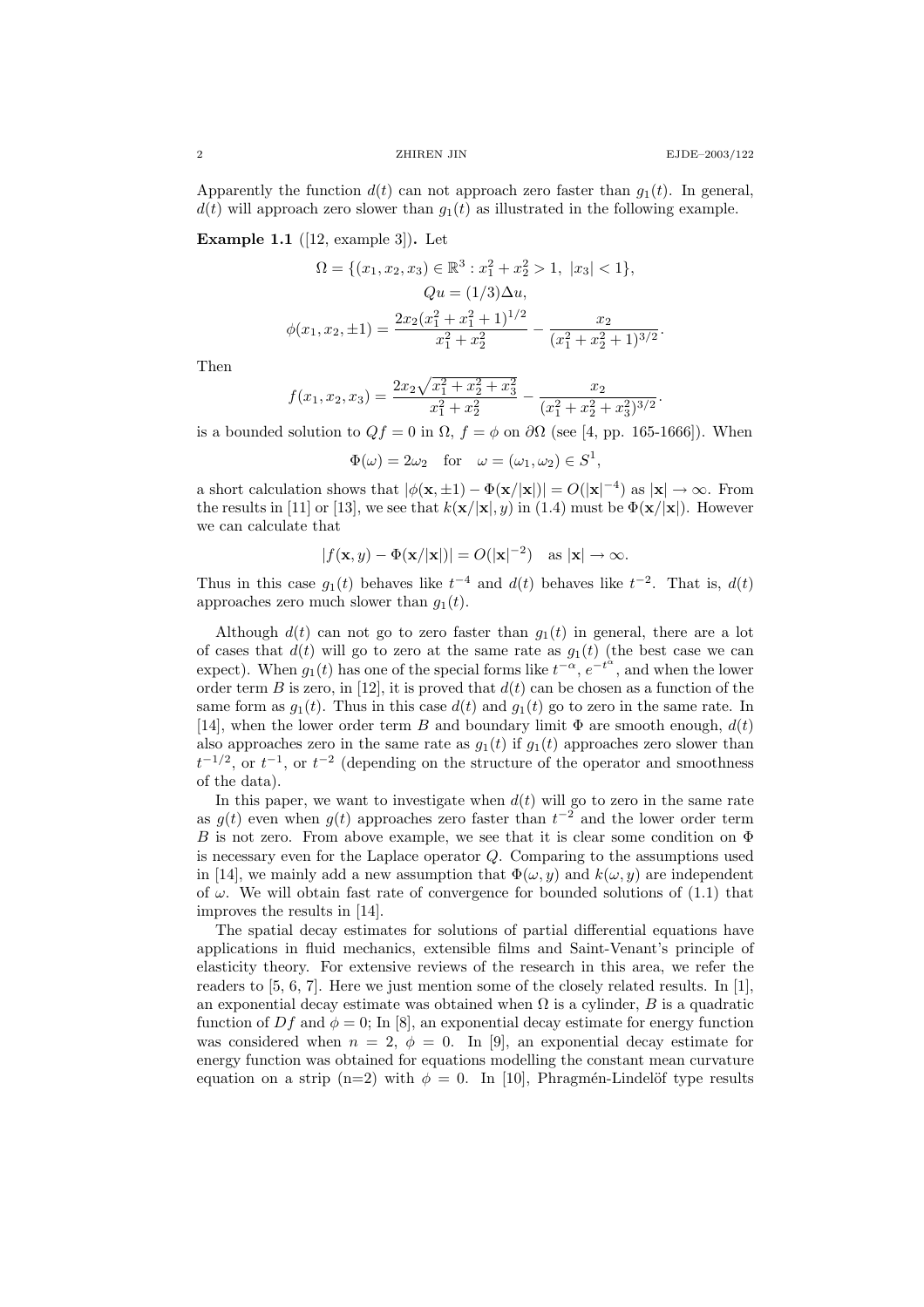Apparently the function $d(t)$ can not approach zero faster than $g_1(t)$. In general, $d(t)$ will approach zero slower than $g_1(t)$ as illustrated in the following example.

**Example 1.1** ([12, example 3]). Let

$$\Omega = \{(x_1, x_2, x_3) \in \mathbb{R}^3 : x_1^2 + x_2^2 > 1,\ |x_3| < 1\},$$
$$Qu = (1/3)\Delta u,$$
$$\phi(x_1, x_2, \pm 1) = \frac{2x_2(x_1^2 + x_1^2 + 1)^{1/2}}{x_1^2 + x_2^2} - \frac{x_2}{(x_1^2 + x_2^2 + 1)^{3/2}}.$$

Then

$$f(x_1, x_2, x_3) = \frac{2x_2\sqrt{x_1^2 + x_2^2 + x_3^2}}{x_1^2 + x_2^2} - \frac{x_2}{(x_1^2 + x_2^2 + x_3^2)^{3/2}}.$$

is a bounded solution to $Qf = 0$ in $\Omega$, $f = \phi$ on $\partial\Omega$ (see [4, pp. 165-1666]). When

$$\Phi(\omega) = 2\omega_2 \quad \text{for} \quad \omega = (\omega_1, \omega_2) \in S^1,$$

a short calculation shows that $|\phi(\mathbf{x}, \pm 1) - \Phi(\mathbf{x}/|\mathbf{x}|)| = O(|\mathbf{x}|^{-4})$ as $|\mathbf{x}| \to \infty$. From the results in [11] or [13], we see that $k(\mathbf{x}/|\mathbf{x}|, y)$ in (1.4) must be $\Phi(\mathbf{x}/|\mathbf{x}|)$. However we can calculate that

$$|f(\mathbf{x}, y) - \Phi(\mathbf{x}/|\mathbf{x}|)| = O(|\mathbf{x}|^{-2}) \quad \text{as } |\mathbf{x}| \to \infty.$$

Thus in this case $g_1(t)$ behaves like $t^{-4}$ and $d(t)$ behaves like $t^{-2}$. That is, $d(t)$ approaches zero much slower than $g_1(t)$.

Although $d(t)$ can not go to zero faster than $g_1(t)$ in general, there are a lot of cases that $d(t)$ will go to zero at the same rate as $g_1(t)$ (the best case we can expect). When $g_1(t)$ has one of the special forms like $t^{-\alpha}$, $e^{-t^{\alpha}}$, and when the lower order term $B$ is zero, in [12], it is proved that $d(t)$ can be chosen as a function of the same form as $g_1(t)$. Thus in this case $d(t)$ and $g_1(t)$ go to zero in the same rate. In [14], when the lower order term $B$ and boundary limit $\Phi$ are smooth enough, $d(t)$ also approaches zero in the same rate as $g_1(t)$ if $g_1(t)$ approaches zero slower than $t^{-1/2}$, or $t^{-1}$, or $t^{-2}$ (depending on the structure of the operator and smoothness of the data).

In this paper, we want to investigate when $d(t)$ will go to zero in the same rate as $g(t)$ even when $g(t)$ approaches zero faster than $t^{-2}$ and the lower order term $B$ is not zero. From above example, we see that it is clear some condition on $\Phi$ is necessary even for the Laplace operator $Q$. Comparing to the assumptions used in [14], we mainly add a new assumption that $\Phi(\omega, y)$ and $k(\omega, y)$ are independent of $\omega$. We will obtain fast rate of convergence for bounded solutions of (1.1) that improves the results in [14].

The spatial decay estimates for solutions of partial differential equations have applications in fluid mechanics, extensible films and Saint-Venant's principle of elasticity theory. For extensive reviews of the research in this area, we refer the readers to [5, 6, 7]. Here we just mention some of the closely related results. In [1], an exponential decay estimate was obtained when $\Omega$ is a cylinder, $B$ is a quadratic function of $Df$ and $\phi = 0$; In [8], an exponential decay estimate for energy function was considered when $n = 2$, $\phi = 0$. In [9], an exponential decay estimate for energy function was obtained for equations modelling the constant mean curvature equation on a strip (n=2) with $\phi = 0$. In [10], Phragmén-Lindelöf type results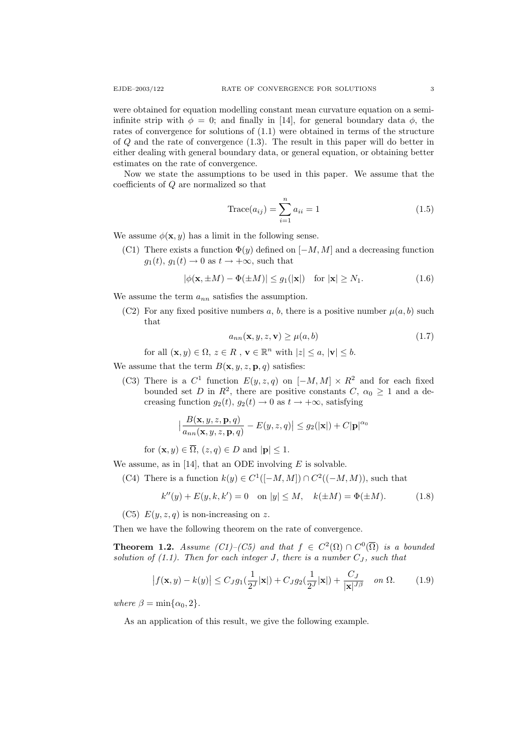were obtained for equation modelling constant mean curvature equation on a semi-infinite strip with $\phi = 0$; and finally in [14], for general boundary data $\phi$, the rates of convergence for solutions of (1.1) were obtained in terms of the structure of $Q$ and the rate of convergence (1.3). The result in this paper will do better in either dealing with general boundary data, or general equation, or obtaining better estimates on the rate of convergence.

Now we state the assumptions to be used in this paper. We assume that the coefficients of $Q$ are normalized so that

$$\text{Trace}(a_{ij}) = \sum_{i=1}^{n} a_{ii} = 1 \tag{1.5}$$

We assume $\phi(\mathbf{x}, y)$ has a limit in the following sense.

(C1) There exists a function $\Phi(y)$ defined on $[-M, M]$ and a decreasing function $g_1(t)$, $g_1(t) \to 0$ as $t \to +\infty$, such that

$$|\phi(\mathbf{x}, \pm M) - \Phi(\pm M)| \le g_1(|\mathbf{x}|) \quad \text{for } |\mathbf{x}| \ge N_1. \tag{1.6}$$

We assume the term $a_{nn}$ satisfies the assumption.

(C2) For any fixed positive numbers $a$, $b$, there is a positive number $\mu(a, b)$ such that

$$a_{nn}(\mathbf{x}, y, z, \mathbf{v}) \ge \mu(a, b) \tag{1.7}$$

for all $(\mathbf{x}, y) \in \Omega$, $z \in R$ , $\mathbf{v} \in \mathbb{R}^n$ with $|z| \le a$, $|\mathbf{v}| \le b$.

We assume that the term $B(\mathbf{x}, y, z, \mathbf{p}, q)$ satisfies:

(C3) There is a $C^1$ function $E(y, z, q)$ on $[-M, M] \times R^2$ and for each fixed bounded set $D$ in $R^2$, there are positive constants $C$, $\alpha_0 \ge 1$ and a decreasing function $g_2(t)$, $g_2(t) \to 0$ as $t \to +\infty$, satisfying

$$\big|\frac{B(\mathbf{x}, y, z, \mathbf{p}, q)}{a_{nn}(\mathbf{x}, y, z, \mathbf{p}, q)} - E(y, z, q)\big| \le g_2(|\mathbf{x}|) + C|\mathbf{p}|^{\alpha_0}$$

for $(\mathbf{x}, y) \in \overline{\Omega}$, $(z, q) \in D$ and $|\mathbf{p}| \le 1$.

We assume, as in [14], that an ODE involving $E$ is solvable.

(C4) There is a function $k(y) \in C^1([-M, M]) \cap C^2((-M, M))$, such that

$$k''(y) + E(y, k, k') = 0 \quad \text{on } |y| \le M, \quad k(\pm M) = \Phi(\pm M). \tag{1.8}$$

(C5) $E(y, z, q)$ is non-increasing on $z$.

Then we have the following theorem on the rate of convergence.

**Theorem 1.2.** *Assume (C1)–(C5) and that $f \in C^2(\Omega) \cap C^0(\overline{\Omega})$ is a bounded solution of (1.1). Then for each integer $J$, there is a number $C_J$, such that*

$$\big|f(\mathbf{x}, y) - k(y)\big| \le C_J g_1(\frac{1}{2^J}|\mathbf{x}|) + C_J g_2(\frac{1}{2^J}|\mathbf{x}|) + \frac{C_J}{|\mathbf{x}|^{J\beta}} \quad \text{on } \Omega. \tag{1.9}$$

*where $\beta = \min\{\alpha_0, 2\}$.*

As an application of this result, we give the following example.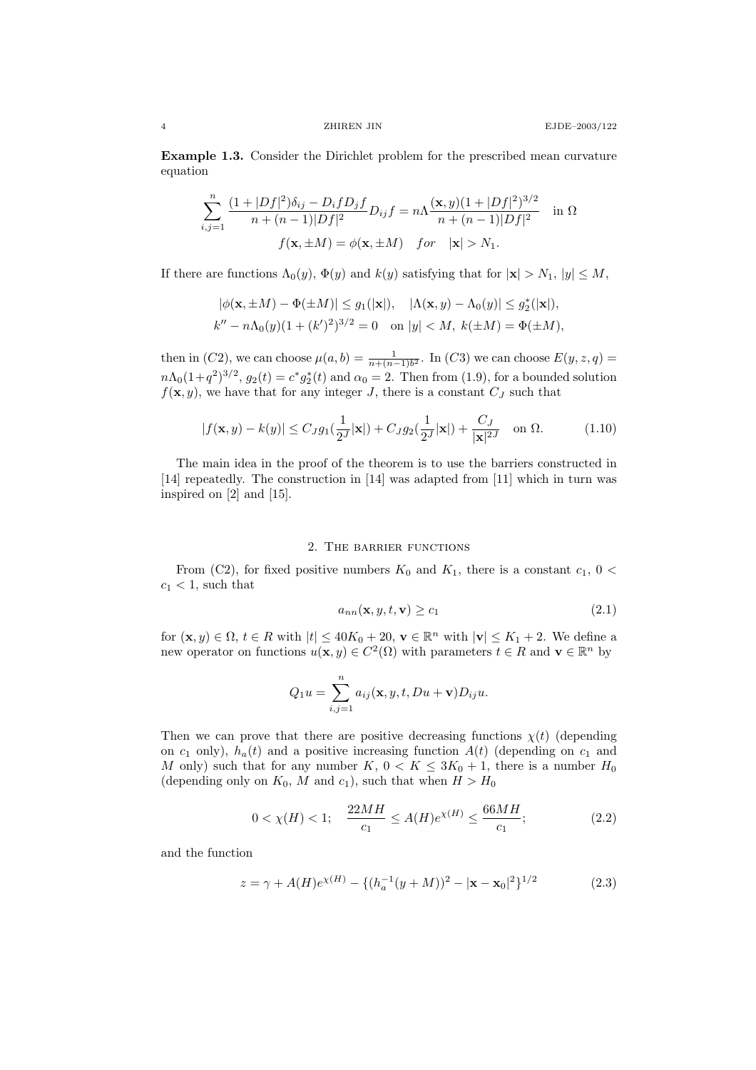**Example 1.3.** Consider the Dirichlet problem for the prescribed mean curvature equation

$$\sum_{i,j=1}^{n} \frac{(1+|Df|^2)\delta_{ij} - D_i f D_j f}{n+(n-1)|Df|^2} D_{ij} f = n\Lambda \frac{(\mathbf{x},y)(1+|Df|^2)^{3/2}}{n+(n-1)|Df|^2} \quad \text{in } \Omega$$

$$f(\mathbf{x}, \pm M) = \phi(\mathbf{x}, \pm M) \quad \text{for} \quad |\mathbf{x}| > N_1.$$

If there are functions $\Lambda_0(y)$, $\Phi(y)$ and $k(y)$ satisfying that for $|\mathbf{x}| > N_1$, $|y| \le M$,

$$|\phi(\mathbf{x}, \pm M) - \Phi(\pm M)| \le g_1(|\mathbf{x}|), \quad |\Lambda(\mathbf{x}, y) - \Lambda_0(y)| \le g_2^*(|\mathbf{x}|),$$
$$k'' - n\Lambda_0(y)(1+(k')^2)^{3/2} = 0 \quad \text{on } |y| < M, \; k(\pm M) = \Phi(\pm M),$$

then in $(C2)$, we can choose $\mu(a,b) = \frac{1}{n+(n-1)b^2}$. In $(C3)$ we can choose $E(y,z,q) = n\Lambda_0(1+q^2)^{3/2}$, $g_2(t) = c^* g_2^*(t)$ and $\alpha_0 = 2$. Then from (1.9), for a bounded solution $f(\mathbf{x}, y)$, we have that for any integer $J$, there is a constant $C_J$ such that

$$|f(\mathbf{x}, y) - k(y)| \le C_J g_1(\frac{1}{2^J}|\mathbf{x}|) + C_J g_2(\frac{1}{2^J}|\mathbf{x}|) + \frac{C_J}{|\mathbf{x}|^{2J}} \quad \text{on } \Omega. \tag{1.10}$$

The main idea in the proof of the theorem is to use the barriers constructed in [14] repeatedly. The construction in [14] was adapted from [11] which in turn was inspired on [2] and [15].

## 2. The barrier functions

From (C2), for fixed positive numbers $K_0$ and $K_1$, there is a constant $c_1$, $0 < c_1 < 1$, such that

$$a_{nn}(\mathbf{x}, y, t, \mathbf{v}) \ge c_1 \tag{2.1}$$

for $(\mathbf{x}, y) \in \Omega$, $t \in R$ with $|t| \le 40K_0 + 20$, $\mathbf{v} \in \mathbb{R}^n$ with $|\mathbf{v}| \le K_1 + 2$. We define a new operator on functions $u(\mathbf{x}, y) \in C^2(\Omega)$ with parameters $t \in R$ and $\mathbf{v} \in \mathbb{R}^n$ by

$$Q_1 u = \sum_{i,j=1}^{n} a_{ij}(\mathbf{x}, y, t, Du + \mathbf{v}) D_{ij} u.$$

Then we can prove that there are positive decreasing functions $\chi(t)$ (depending on $c_1$ only), $h_a(t)$ and a positive increasing function $A(t)$ (depending on $c_1$ and $M$ only) such that for any number $K$, $0 < K \le 3K_0 + 1$, there is a number $H_0$ (depending only on $K_0$, $M$ and $c_1$), such that when $H > H_0$

$$0 < \chi(H) < 1; \quad \frac{22MH}{c_1} \le A(H)e^{\chi(H)} \le \frac{66MH}{c_1}; \tag{2.2}$$

and the function

$$z = \gamma + A(H)e^{\chi(H)} - \{(h_a^{-1}(y+M))^2 - |\mathbf{x} - \mathbf{x}_0|^2\}^{1/2} \tag{2.3}$$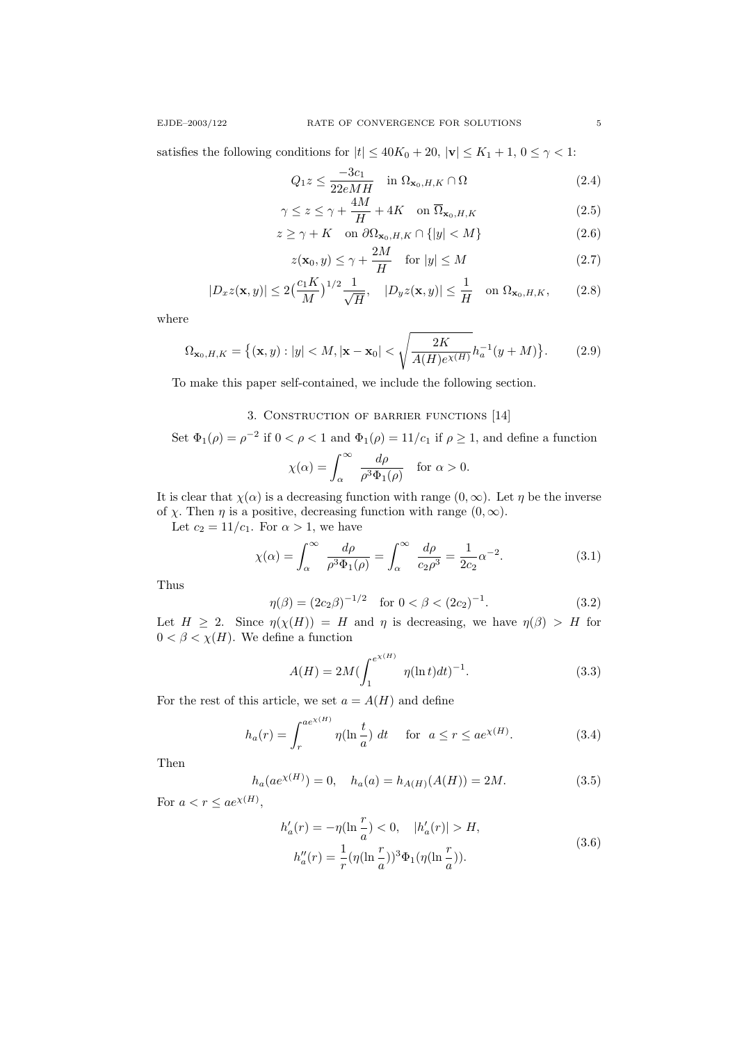satisfies the following conditions for $|t| \le 40K_0 + 20$, $|\mathbf{v}| \le K_1 + 1$, $0 \le \gamma < 1$:

$$Q_1 z \le \frac{-3c_1}{22eMH} \quad \text{in } \Omega_{\mathbf{x}_0,H,K} \cap \Omega \tag{2.4}$$

$$\gamma \le z \le \gamma + \frac{4M}{H} + 4K \quad \text{on } \overline{\Omega}_{\mathbf{x}_0,H,K} \tag{2.5}$$

$$z \ge \gamma + K \quad \text{on } \partial\Omega_{\mathbf{x}_0,H,K} \cap \{|y| < M\} \tag{2.6}$$

$$z(\mathbf{x}_0, y) \le \gamma + \frac{2M}{H} \quad \text{for } |y| \le M \tag{2.7}$$

$$|D_x z(\mathbf{x}, y)| \le 2\big(\frac{c_1 K}{M}\big)^{1/2}\frac{1}{\sqrt{H}}, \quad |D_y z(\mathbf{x}, y)| \le \frac{1}{H} \quad \text{on } \Omega_{\mathbf{x}_0,H,K}, \tag{2.8}$$

where

$$\Omega_{\mathbf{x}_0,H,K} = \big\{(\mathbf{x}, y) : |y| < M, |\mathbf{x} - \mathbf{x}_0| < \sqrt{\frac{2K}{A(H)e^{\chi(H)}}}\, h_a^{-1}(y + M)\big\}. \tag{2.9}$$

To make this paper self-contained, we include the following section.

## 3. Construction of barrier functions [14]

Set $\Phi_1(\rho) = \rho^{-2}$ if $0 < \rho < 1$ and $\Phi_1(\rho) = 11/c_1$ if $\rho \ge 1$, and define a function

$$\chi(\alpha) = \int_\alpha^\infty \frac{d\rho}{\rho^3 \Phi_1(\rho)} \quad \text{for } \alpha > 0.$$

It is clear that $\chi(\alpha)$ is a decreasing function with range $(0, \infty)$. Let $\eta$ be the inverse of $\chi$. Then $\eta$ is a positive, decreasing function with range $(0, \infty)$.

Let $c_2 = 11/c_1$. For $\alpha > 1$, we have

$$\chi(\alpha) = \int_\alpha^\infty \frac{d\rho}{\rho^3 \Phi_1(\rho)} = \int_\alpha^\infty \frac{d\rho}{c_2 \rho^3} = \frac{1}{2c_2}\alpha^{-2}. \tag{3.1}$$

Thus

$$\eta(\beta) = (2c_2\beta)^{-1/2} \quad \text{for } 0 < \beta < (2c_2)^{-1}. \tag{3.2}$$

Let $H \ge 2$. Since $\eta(\chi(H)) = H$ and $\eta$ is decreasing, we have $\eta(\beta) > H$ for $0 < \beta < \chi(H)$. We define a function

$$A(H) = 2M\Big(\int_1^{e^{\chi(H)}} \eta(\ln t)dt\Big)^{-1}. \tag{3.3}$$

For the rest of this article, we set $a = A(H)$ and define

$$h_a(r) = \int_r^{ae^{\chi(H)}} \eta(\ln \frac{t}{a})\, dt \quad \text{for } a \le r \le ae^{\chi(H)}. \tag{3.4}$$

Then

$$h_a(ae^{\chi(H)}) = 0, \quad h_a(a) = h_{A(H)}(A(H)) = 2M. \tag{3.5}$$

For $a < r \le ae^{\chi(H)}$,

$$\begin{aligned} h_a'(r) &= -\eta(\ln \frac{r}{a}) < 0, \quad |h_a'(r)| > H, \\ h_a''(r) &= \frac{1}{r}(\eta(\ln \frac{r}{a}))^3 \Phi_1(\eta(\ln \frac{r}{a})). \end{aligned} \tag{3.6}$$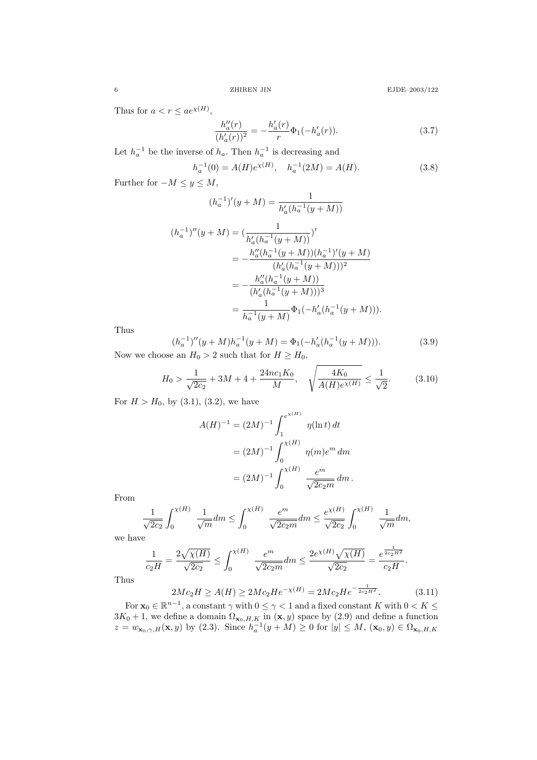Thus for $a < r \le ae^{\chi(H)}$,

$$\frac{h_a''(r)}{(h_a'(r))^2} = -\frac{h_a'(r)}{r}\Phi_1(-h_a'(r)). \tag{3.7}$$

Let $h_a^{-1}$ be the inverse of $h_a$. Then $h_a^{-1}$ is decreasing and

$$h_a^{-1}(0) = A(H)e^{\chi(H)}, \quad h_a^{-1}(2M) = A(H). \tag{3.8}$$

Further for $-M \le y \le M$,

$$(h_a^{-1})'(y+M) = \frac{1}{h_a'(h_a^{-1}(y+M))}$$

$$\begin{aligned}
(h_a^{-1})''(y+M) &= \Big(\frac{1}{h_a'(h_a^{-1}(y+M))}\Big)' \\
&= -\frac{h_a''(h_a^{-1}(y+M))(h_a^{-1})'(y+M)}{(h_a'(h_a^{-1}(y+M)))^2} \\
&= -\frac{h_a''(h_a^{-1}(y+M))}{(h_a'(h_a^{-1}(y+M)))^3} \\
&= \frac{1}{h_a^{-1}(y+M)}\Phi_1(-h_a'(h_a^{-1}(y+M))).
\end{aligned}$$

Thus

$$(h_a^{-1})''(y+M)h_a^{-1}(y+M) = \Phi_1(-h_a'(h_a^{-1}(y+M))). \tag{3.9}$$

Now we choose an $H_0 > 2$ such that for $H \ge H_0$,

$$H_0 > \frac{1}{\sqrt{2c_2}} + 3M + 4 + \frac{24nc_1K_0}{M}, \quad \sqrt{\frac{4K_0}{A(H)e^{\chi(H)}}} \le \frac{1}{\sqrt{2}}. \tag{3.10}$$

For $H > H_0$, by (3.1), (3.2), we have

$$\begin{aligned}
A(H)^{-1} &= (2M)^{-1}\int_1^{e^{\chi(H)}} \eta(\ln t)\,dt \\
&= (2M)^{-1}\int_0^{\chi(H)} \eta(m)e^m\,dm \\
&= (2M)^{-1}\int_0^{\chi(H)} \frac{e^m}{\sqrt{2c_2m}}\,dm\,.
\end{aligned}$$

From

$$\frac{1}{\sqrt{2c_2}}\int_0^{\chi(H)} \frac{1}{\sqrt{m}}dm \le \int_0^{\chi(H)} \frac{e^m}{\sqrt{2c_2m}}dm \le \frac{e^{\chi(H)}}{\sqrt{2c_2}}\int_0^{\chi(H)} \frac{1}{\sqrt{m}}dm,$$

we have

$$\frac{1}{c_2H} = \frac{2\sqrt{\chi(H)}}{\sqrt{2c_2}} \le \int_0^{\chi(H)} \frac{e^m}{\sqrt{2c_2m}}dm \le \frac{2e^{\chi(H)}\sqrt{\chi(H)}}{\sqrt{2c_2}} = \frac{e^{\frac{1}{2c_2H^2}}}{c_2H}.$$

Thus

$$2Mc_2H \ge A(H) \ge 2Mc_2He^{-\chi(H)} = 2Mc_2He^{-\frac{1}{2c_2H^2}}. \tag{3.11}$$

For $\mathbf{x}_0 \in \mathbb{R}^{n-1}$, a constant $\gamma$ with $0 \le \gamma < 1$ and a fixed constant $K$ with $0 < K \le 3K_0 + 1$, we define a domain $\Omega_{\mathbf{x}_0,H,K}$ in $(\mathbf{x}, y)$ space by (2.9) and define a function $z = w_{\mathbf{x}_0,\gamma,H}(\mathbf{x}, y)$ by (2.3). Since $h_a^{-1}(y+M) \ge 0$ for $|y| \le M$, $(\mathbf{x}_0, y) \in \Omega_{\mathbf{x}_0,H,K}$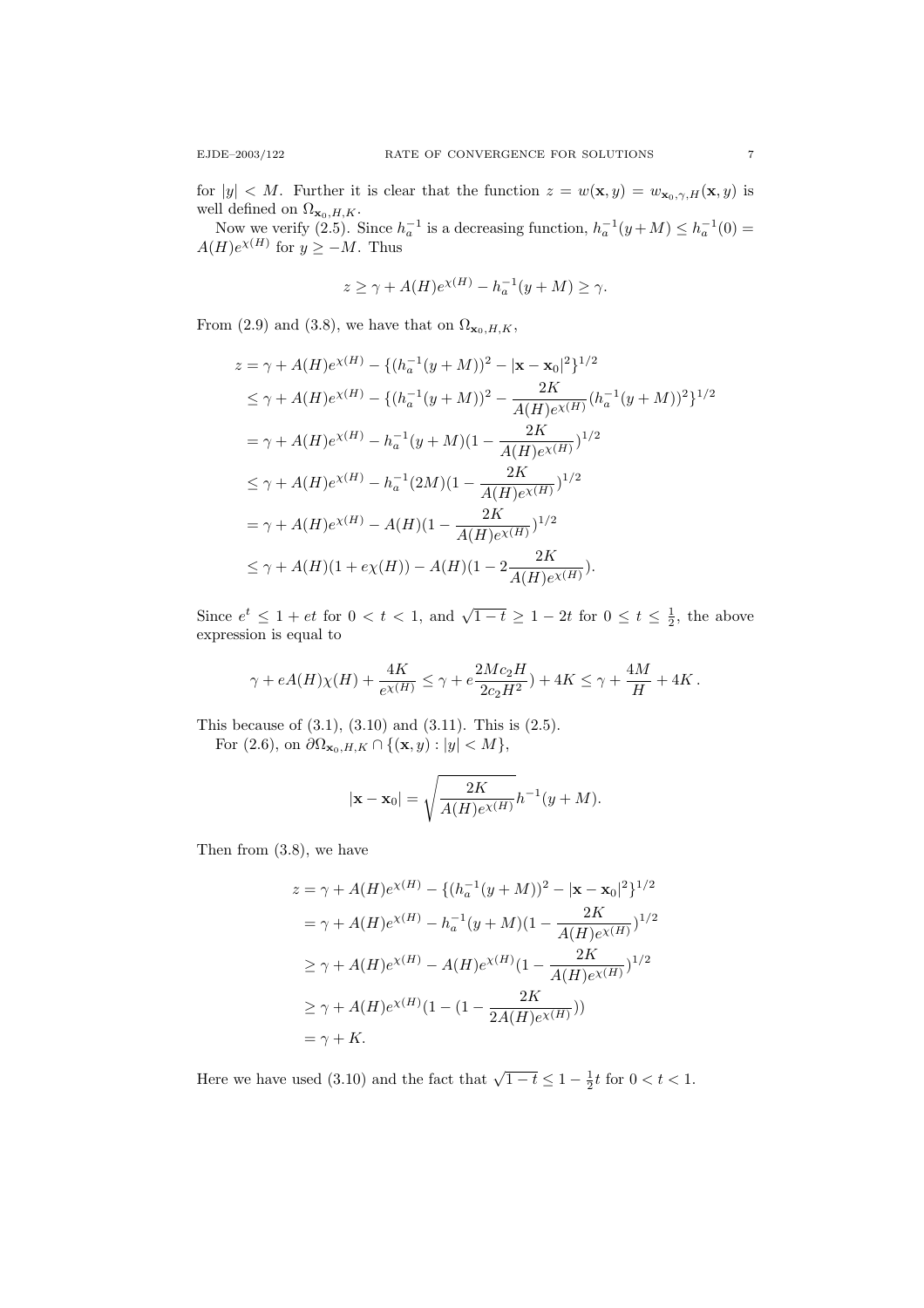for $|y| < M$. Further it is clear that the function $z = w(\mathbf{x}, y) = w_{\mathbf{x}_0,\gamma,H}(\mathbf{x}, y)$ is well defined on $\Omega_{\mathbf{x}_0,H,K}$.

Now we verify (2.5). Since $h_a^{-1}$ is a decreasing function, $h_a^{-1}(y+M) \le h_a^{-1}(0) = A(H)e^{\chi(H)}$ for $y \ge -M$. Thus

$$z \ge \gamma + A(H)e^{\chi(H)} - h_a^{-1}(y + M) \ge \gamma.$$

From (2.9) and (3.8), we have that on $\Omega_{\mathbf{x}_0,H,K}$,

$$\begin{aligned}
z &= \gamma + A(H)e^{\chi(H)} - \{(h_a^{-1}(y + M))^2 - |\mathbf{x} - \mathbf{x}_0|^2\}^{1/2} \\
&\le \gamma + A(H)e^{\chi(H)} - \{(h_a^{-1}(y + M))^2 - \frac{2K}{A(H)e^{\chi(H)}}(h_a^{-1}(y + M))^2\}^{1/2} \\
&= \gamma + A(H)e^{\chi(H)} - h_a^{-1}(y + M)(1 - \frac{2K}{A(H)e^{\chi(H)}})^{1/2} \\
&\le \gamma + A(H)e^{\chi(H)} - h_a^{-1}(2M)(1 - \frac{2K}{A(H)e^{\chi(H)}})^{1/2} \\
&= \gamma + A(H)e^{\chi(H)} - A(H)(1 - \frac{2K}{A(H)e^{\chi(H)}})^{1/2} \\
&\le \gamma + A(H)(1 + e\chi(H)) - A(H)(1 - 2\frac{2K}{A(H)e^{\chi(H)}}).
\end{aligned}$$

Since $e^t \le 1 + et$ for $0 < t < 1$, and $\sqrt{1 - t} \ge 1 - 2t$ for $0 \le t \le \frac{1}{2}$, the above expression is equal to

$$\gamma + eA(H)\chi(H) + \frac{4K}{e^{\chi(H)}} \le \gamma + e\frac{2Mc_2H}{2c_2H^2}) + 4K \le \gamma + \frac{4M}{H} + 4K\,.$$

This because of (3.1), (3.10) and (3.11). This is (2.5).

For (2.6), on $\partial\Omega_{\mathbf{x}_0,H,K} \cap \{(\mathbf{x}, y) : |y| < M\}$,

$$|\mathbf{x} - \mathbf{x}_0| = \sqrt{\frac{2K}{A(H)e^{\chi(H)}}}h^{-1}(y + M).$$

Then from (3.8), we have

$$\begin{aligned}
z &= \gamma + A(H)e^{\chi(H)} - \{(h_a^{-1}(y + M))^2 - |\mathbf{x} - \mathbf{x}_0|^2\}^{1/2} \\
&= \gamma + A(H)e^{\chi(H)} - h_a^{-1}(y + M)(1 - \frac{2K}{A(H)e^{\chi(H)}})^{1/2} \\
&\ge \gamma + A(H)e^{\chi(H)} - A(H)e^{\chi(H)}(1 - \frac{2K}{A(H)e^{\chi(H)}})^{1/2} \\
&\ge \gamma + A(H)e^{\chi(H)}(1 - (1 - \frac{2K}{2A(H)e^{\chi(H)}})) \\
&= \gamma + K.
\end{aligned}$$

Here we have used (3.10) and the fact that $\sqrt{1 - t} \le 1 - \frac{1}{2}t$ for $0 < t < 1$.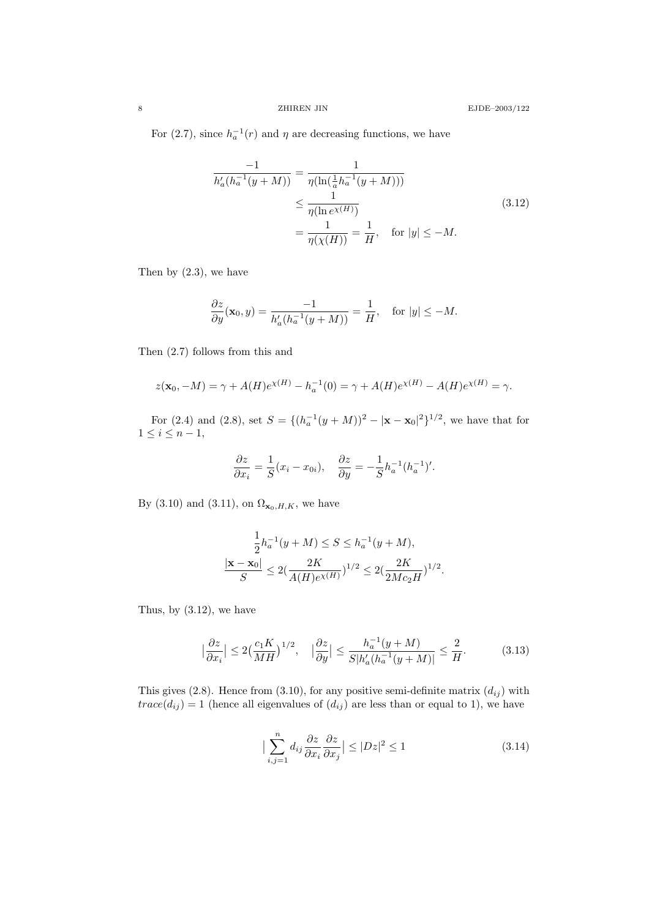For (2.7), since $h_a^{-1}(r)$ and $\eta$ are decreasing functions, we have

$$
\begin{aligned}
\frac{-1}{h_a'(h_a^{-1}(y+M))} &= \frac{1}{\eta(\ln(\frac{1}{a}h_a^{-1}(y+M)))} \\
&\leq \frac{1}{\eta(\ln e^{\chi(H)})} \\
&= \frac{1}{\eta(\chi(H))} = \frac{1}{H}, \quad \text{for } |y| \leq -M.
\end{aligned} \tag{3.12}
$$

Then by (2.3), we have

$$
\frac{\partial z}{\partial y}(\mathbf{x}_0, y) = \frac{-1}{h_a'(h_a^{-1}(y+M))} = \frac{1}{H}, \quad \text{for } |y| \leq -M.
$$

Then (2.7) follows from this and

$$
z(\mathbf{x}_0, -M) = \gamma + A(H)e^{\chi(H)} - h_a^{-1}(0) = \gamma + A(H)e^{\chi(H)} - A(H)e^{\chi(H)} = \gamma.
$$

For (2.4) and (2.8), set $S = \{(h_a^{-1}(y+M))^2 - |\mathbf{x} - \mathbf{x}_0|^2\}^{1/2}$, we have that for $1 \leq i \leq n-1$,

$$
\frac{\partial z}{\partial x_i} = \frac{1}{S}(x_i - x_{0i}), \quad \frac{\partial z}{\partial y} = -\frac{1}{S}h_a^{-1}(h_a^{-1})'.
$$

By (3.10) and (3.11), on $\Omega_{\mathbf{x}_0,H,K}$, we have

$$
\begin{gathered}
\frac{1}{2}h_a^{-1}(y+M) \leq S \leq h_a^{-1}(y+M), \\
\frac{|\mathbf{x} - \mathbf{x}_0|}{S} \leq 2\big(\frac{2K}{A(H)e^{\chi(H)}}\big)^{1/2} \leq 2\big(\frac{2K}{2Mc_2H}\big)^{1/2}.
\end{gathered}
$$

Thus, by (3.12), we have

$$
\big|\frac{\partial z}{\partial x_i}\big| \leq 2\big(\frac{c_1K}{MH}\big)^{1/2}, \quad \big|\frac{\partial z}{\partial y}\big| \leq \frac{h_a^{-1}(y+M)}{S|h_a'(h_a^{-1}(y+M))|} \leq \frac{2}{H}. \tag{3.13}
$$

This gives (2.8). Hence from (3.10), for any positive semi-definite matrix $(d_{ij})$ with $trace(d_{ij}) = 1$ (hence all eigenvalues of $(d_{ij})$ are less than or equal to 1), we have

$$
\big|\sum_{i,j=1}^{n} d_{ij}\frac{\partial z}{\partial x_i}\frac{\partial z}{\partial x_j}\big| \leq |Dz|^2 \leq 1 \tag{3.14}
$$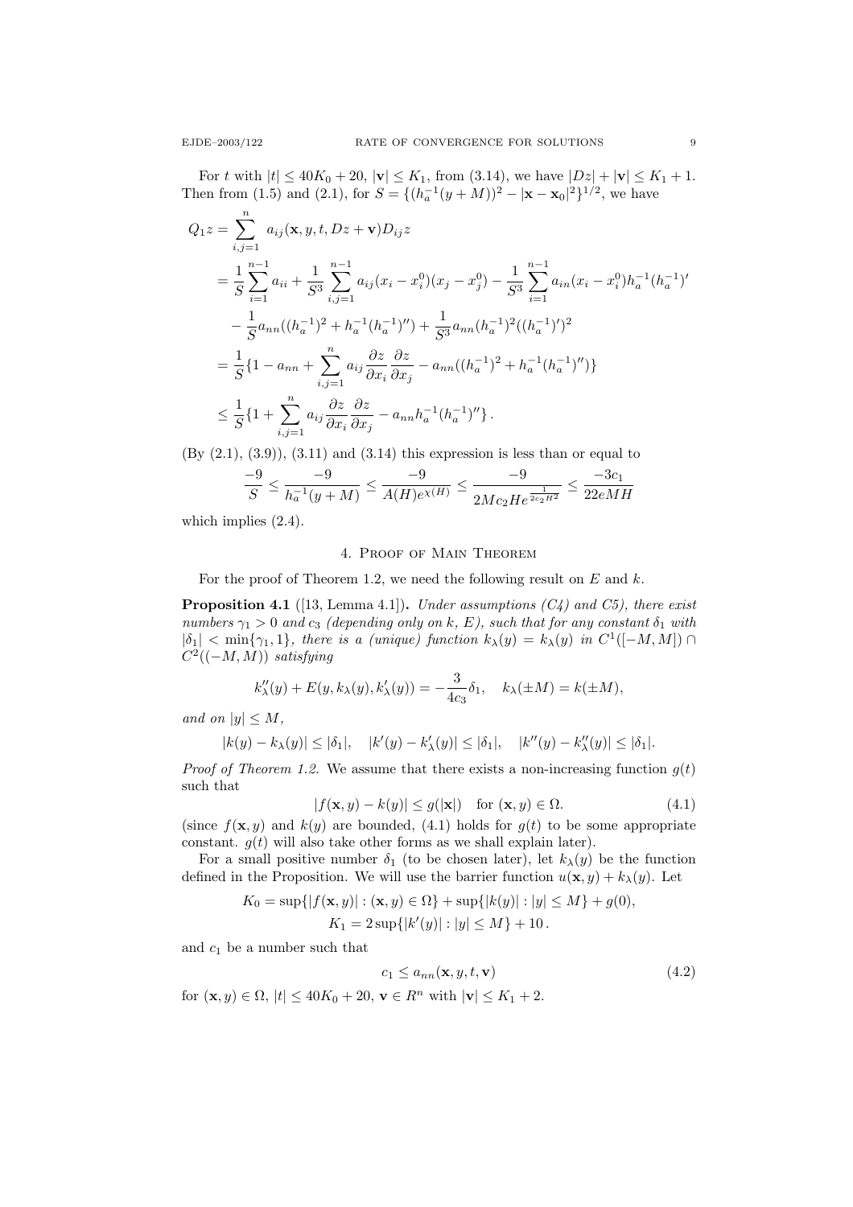For $t$ with $|t| \le 40K_0 + 20$, $|\mathbf{v}| \le K_1$, from (3.14), we have $|Dz| + |\mathbf{v}| \le K_1 + 1$. Then from (1.5) and (2.1), for $S = \{(h_a^{-1}(y+M))^2 - |\mathbf{x} - \mathbf{x}_0|^2\}^{1/2}$, we have

$$
\begin{aligned}
Q_1 z &= \sum_{i,j=1}^{n} a_{ij}(\mathbf{x}, y, t, Dz + \mathbf{v}) D_{ij} z \\
&= \frac{1}{S}\sum_{i=1}^{n-1} a_{ii} + \frac{1}{S^3}\sum_{i,j=1}^{n-1} a_{ij}(x_i - x_i^0)(x_j - x_j^0) - \frac{1}{S^3}\sum_{i=1}^{n-1} a_{in}(x_i - x_i^0) h_a^{-1}(h_a^{-1})' \\
&\quad - \frac{1}{S} a_{nn}((h_a^{-1})^2 + h_a^{-1}(h_a^{-1})'') + \frac{1}{S^3} a_{nn}(h_a^{-1})^2((h_a^{-1})')^2 \\
&= \frac{1}{S}\{1 - a_{nn} + \sum_{i,j=1}^{n} a_{ij}\frac{\partial z}{\partial x_i}\frac{\partial z}{\partial x_j} - a_{nn}((h_a^{-1})^2 + h_a^{-1}(h_a^{-1})'')\} \\
&\le \frac{1}{S}\{1 + \sum_{i,j=1}^{n} a_{ij}\frac{\partial z}{\partial x_i}\frac{\partial z}{\partial x_j} - a_{nn} h_a^{-1}(h_a^{-1})''\}\,.
\end{aligned}
$$

(By (2.1), (3.9)), (3.11) and (3.14) this expression is less than or equal to

$$
\frac{-9}{S} \le \frac{-9}{h_a^{-1}(y+M)} \le \frac{-9}{A(H)e^{\chi(H)}} \le \frac{-9}{2Mc_2He^{\frac{1}{2c_2H^2}}} \le \frac{-3c_1}{22eMH}
$$

which implies (2.4).

## 4. Proof of Main Theorem

For the proof of Theorem 1.2, we need the following result on $E$ and $k$.

**Proposition 4.1** ([13, Lemma 4.1]). *Under assumptions (C4) and C5), there exist numbers $\gamma_1 > 0$ and $c_3$ (depending only on $k$, $E$), such that for any constant $\delta_1$ with $|\delta_1| < \min\{\gamma_1, 1\}$, there is a (unique) function $k_\lambda(y) = k_\lambda(y)$ in $C^1([-M, M]) \cap C^2((-M, M))$ satisfying*

$$
k_\lambda''(y) + E(y, k_\lambda(y), k_\lambda'(y)) = -\frac{3}{4c_3}\delta_1, \quad k_\lambda(\pm M) = k(\pm M),
$$

*and on $|y| \le M$,*

$$
|k(y) - k_\lambda(y)| \le |\delta_1|, \quad |k'(y) - k_\lambda'(y)| \le |\delta_1|, \quad |k''(y) - k_\lambda''(y)| \le |\delta_1|.
$$

*Proof of Theorem 1.2.* We assume that there exists a non-increasing function $g(t)$ such that

$$
|f(\mathbf{x}, y) - k(y)| \le g(|\mathbf{x}|) \quad \text{for } (\mathbf{x}, y) \in \Omega. \tag{4.1}
$$

(since $f(\mathbf{x}, y)$ and $k(y)$ are bounded, (4.1) holds for $g(t)$ to be some appropriate constant. $g(t)$ will also take other forms as we shall explain later).

For a small positive number $\delta_1$ (to be chosen later), let $k_\lambda(y)$ be the function defined in the Proposition. We will use the barrier function $u(\mathbf{x}, y) + k_\lambda(y)$. Let

$$
K_0 = \sup\{|f(\mathbf{x}, y)| : (\mathbf{x}, y) \in \Omega\} + \sup\{|k(y)| : |y| \le M\} + g(0),
$$
$$
K_1 = 2\sup\{|k'(y)| : |y| \le M\} + 10\,.
$$

and $c_1$ be a number such that

$$
c_1 \le a_{nn}(\mathbf{x}, y, t, \mathbf{v}) \tag{4.2}
$$

for $(\mathbf{x}, y) \in \Omega$, $|t| \le 40K_0 + 20$, $\mathbf{v} \in R^n$ with $|\mathbf{v}| \le K_1 + 2$.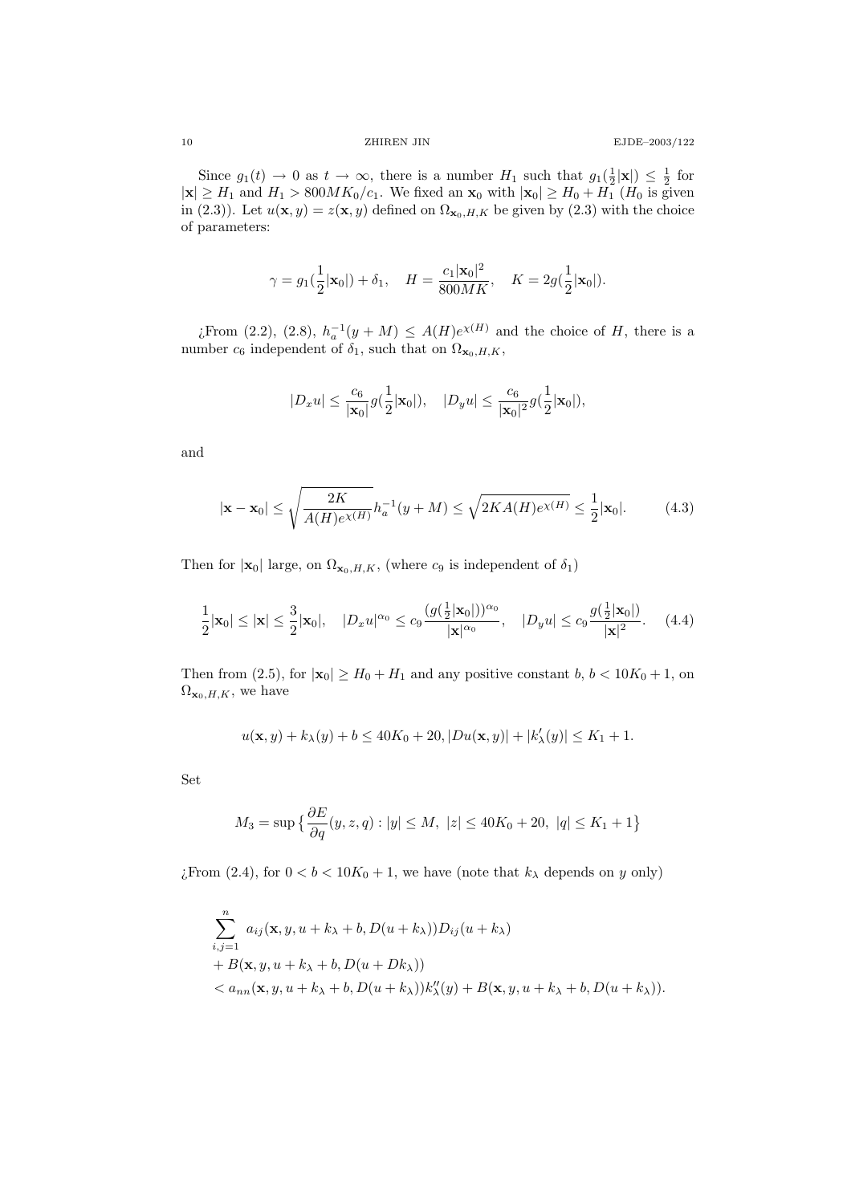Since $g_1(t) \to 0$ as $t \to \infty$, there is a number $H_1$ such that $g_1(\frac{1}{2}|\mathbf{x}|) \le \frac{1}{2}$ for $|\mathbf{x}| \ge H_1$ and $H_1 > 800MK_0/c_1$. We fixed an $\mathbf{x}_0$ with $|\mathbf{x}_0| \ge H_0 + H_1$ ($H_0$ is given in (2.3)). Let $u(\mathbf{x}, y) = z(\mathbf{x}, y)$ defined on $\Omega_{\mathbf{x}_0,H,K}$ be given by (2.3) with the choice of parameters:

$$\gamma = g_1(\frac{1}{2}|\mathbf{x}_0|) + \delta_1, \quad H = \frac{c_1|\mathbf{x}_0|^2}{800MK}, \quad K = 2g(\frac{1}{2}|\mathbf{x}_0|).$$

¿From (2.2), (2.8), $h_a^{-1}(y + M) \le A(H)e^{\chi(H)}$ and the choice of $H$, there is a number $c_6$ independent of $\delta_1$, such that on $\Omega_{\mathbf{x}_0,H,K}$,

$$|D_x u| \le \frac{c_6}{|\mathbf{x}_0|} g(\frac{1}{2}|\mathbf{x}_0|), \quad |D_y u| \le \frac{c_6}{|\mathbf{x}_0|^2} g(\frac{1}{2}|\mathbf{x}_0|),$$

and

$$|\mathbf{x} - \mathbf{x}_0| \le \sqrt{\frac{2K}{A(H)e^{\chi(H)}}} h_a^{-1}(y + M) \le \sqrt{2KA(H)e^{\chi(H)}} \le \frac{1}{2}|\mathbf{x}_0|. \tag{4.3}$$

Then for $|\mathbf{x}_0|$ large, on $\Omega_{\mathbf{x}_0,H,K}$, (where $c_9$ is independent of $\delta_1$)

$$\frac{1}{2}|\mathbf{x}_0| \le |\mathbf{x}| \le \frac{3}{2}|\mathbf{x}_0|, \quad |D_x u|^{\alpha_0} \le c_9 \frac{(g(\frac{1}{2}|\mathbf{x}_0|))^{\alpha_0}}{|\mathbf{x}|^{\alpha_0}}, \quad |D_y u| \le c_9 \frac{g(\frac{1}{2}|\mathbf{x}_0|)}{|\mathbf{x}|^2}. \tag{4.4}$$

Then from (2.5), for $|\mathbf{x}_0| \ge H_0 + H_1$ and any positive constant $b$, $b < 10K_0 + 1$, on $\Omega_{\mathbf{x}_0,H,K}$, we have

$$u(\mathbf{x}, y) + k_\lambda(y) + b \le 40K_0 + 20, |Du(\mathbf{x}, y)| + |k'_\lambda(y)| \le K_1 + 1.$$

Set

$$M_3 = \sup\big\{\frac{\partial E}{\partial q}(y, z, q) : |y| \le M, \ |z| \le 40K_0 + 20, \ |q| \le K_1 + 1\big\}$$

¿From (2.4), for $0 < b < 10K_0 + 1$, we have (note that $k_\lambda$ depends on $y$ only)

$$\begin{aligned}
&\sum_{i,j=1}^{n} a_{ij}(\mathbf{x}, y, u + k_\lambda + b, D(u + k_\lambda))D_{ij}(u + k_\lambda) \\
&+ B(\mathbf{x}, y, u + k_\lambda + b, D(u + Dk_\lambda)) \\
&< a_{nn}(\mathbf{x}, y, u + k_\lambda + b, D(u + k_\lambda))k''_\lambda(y) + B(\mathbf{x}, y, u + k_\lambda + b, D(u + k_\lambda)).
\end{aligned}$$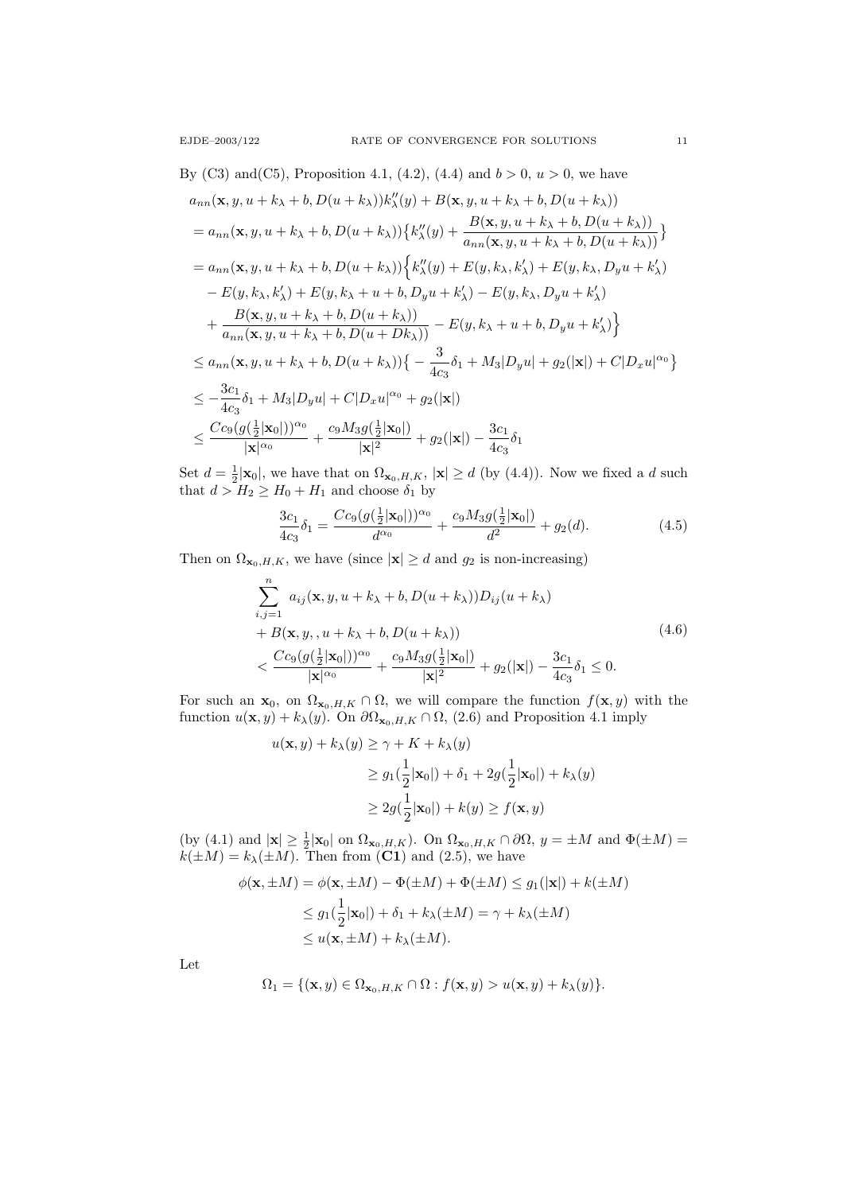By (C3) and(C5), Proposition 4.1, (4.2), (4.4) and $b > 0$, $u > 0$, we have

$$
\begin{aligned}
&a_{nn}(\mathbf{x}, y, u + k_\lambda + b, D(u + k_\lambda))k_\lambda''(y) + B(\mathbf{x}, y, u + k_\lambda + b, D(u + k_\lambda)) \\
&= a_{nn}(\mathbf{x}, y, u + k_\lambda + b, D(u + k_\lambda))\big\{k_\lambda''(y) + \frac{B(\mathbf{x}, y, u + k_\lambda + b, D(u + k_\lambda))}{a_{nn}(\mathbf{x}, y, u + k_\lambda + b, D(u + k_\lambda))}\big\} \\
&= a_{nn}(\mathbf{x}, y, u + k_\lambda + b, D(u + k_\lambda))\Big\{k_\lambda''(y) + E(y, k_\lambda, k_\lambda') + E(y, k_\lambda, D_y u + k_\lambda') \\
&\quad - E(y, k_\lambda, k_\lambda') + E(y, k_\lambda + u + b, D_y u + k_\lambda') - E(y, k_\lambda, D_y u + k_\lambda') \\
&\quad + \frac{B(\mathbf{x}, y, u + k_\lambda + b, D(u + k_\lambda))}{a_{nn}(\mathbf{x}, y, u + k_\lambda + b, D(u + Dk_\lambda))} - E(y, k_\lambda + u + b, D_y u + k_\lambda')\Big\} \\
&\le a_{nn}(\mathbf{x}, y, u + k_\lambda + b, D(u + k_\lambda))\big\{ - \frac{3}{4c_3}\delta_1 + M_3|D_y u| + g_2(|\mathbf{x}|) + C|D_x u|^{\alpha_0}\big\} \\
&\le -\frac{3c_1}{4c_3}\delta_1 + M_3|D_y u| + C|D_x u|^{\alpha_0} + g_2(|\mathbf{x}|) \\
&\le \frac{Cc_9(g(\frac{1}{2}|\mathbf{x}_0|))^{\alpha_0}}{|\mathbf{x}|^{\alpha_0}} + \frac{c_9 M_3 g(\frac{1}{2}|\mathbf{x}_0|)}{|\mathbf{x}|^2} + g_2(|\mathbf{x}|) - \frac{3c_1}{4c_3}\delta_1
\end{aligned}
$$

Set $d = \frac{1}{2}|\mathbf{x}_0|$, we have that on $\Omega_{\mathbf{x}_0,H,K}$, $|\mathbf{x}| \ge d$ (by (4.4)). Now we fixed a $d$ such that $d > H_2 \ge H_0 + H_1$ and choose $\delta_1$ by

$$
\frac{3c_1}{4c_3}\delta_1 = \frac{Cc_9(g(\frac{1}{2}|\mathbf{x}_0|))^{\alpha_0}}{d^{\alpha_0}} + \frac{c_9 M_3 g(\frac{1}{2}|\mathbf{x}_0|)}{d^2} + g_2(d). \tag{4.5}
$$

Then on $\Omega_{\mathbf{x}_0,H,K}$, we have (since $|\mathbf{x}| \ge d$ and $g_2$ is non-increasing)

$$
\begin{aligned}
&\sum_{i,j=1}^{n} a_{ij}(\mathbf{x}, y, u + k_\lambda + b, D(u + k_\lambda))D_{ij}(u + k_\lambda) \\
&+ B(\mathbf{x}, y, , u + k_\lambda + b, D(u + k_\lambda)) \\
&< \frac{Cc_9(g(\frac{1}{2}|\mathbf{x}_0|))^{\alpha_0}}{|\mathbf{x}|^{\alpha_0}} + \frac{c_9 M_3 g(\frac{1}{2}|\mathbf{x}_0|)}{|\mathbf{x}|^2} + g_2(|\mathbf{x}|) - \frac{3c_1}{4c_3}\delta_1 \le 0.
\end{aligned} \tag{4.6}
$$

For such an $\mathbf{x}_0$, on $\Omega_{\mathbf{x}_0,H,K} \cap \Omega$, we will compare the function $f(\mathbf{x}, y)$ with the function $u(\mathbf{x}, y) + k_\lambda(y)$. On $\partial\Omega_{\mathbf{x}_0,H,K} \cap \Omega$, (2.6) and Proposition 4.1 imply

$$
\begin{aligned}
u(\mathbf{x}, y) + k_\lambda(y) &\ge \gamma + K + k_\lambda(y) \\
&\ge g_1(\frac{1}{2}|\mathbf{x}_0|) + \delta_1 + 2g(\frac{1}{2}|\mathbf{x}_0|) + k_\lambda(y) \\
&\ge 2g(\frac{1}{2}|\mathbf{x}_0|) + k(y) \ge f(\mathbf{x}, y)
\end{aligned}
$$

(by (4.1) and $|\mathbf{x}| \ge \frac{1}{2}|\mathbf{x}_0|$ on $\Omega_{\mathbf{x}_0,H,K}$). On $\Omega_{\mathbf{x}_0,H,K} \cap \partial\Omega$, $y = \pm M$ and $\Phi(\pm M) = k(\pm M) = k_\lambda(\pm M)$. Then from (**C1**) and (2.5), we have

$$
\begin{aligned}
\phi(\mathbf{x}, \pm M) &= \phi(\mathbf{x}, \pm M) - \Phi(\pm M) + \Phi(\pm M) \le g_1(|\mathbf{x}|) + k(\pm M) \\
&\le g_1(\frac{1}{2}|\mathbf{x}_0|) + \delta_1 + k_\lambda(\pm M) = \gamma + k_\lambda(\pm M) \\
&\le u(\mathbf{x}, \pm M) + k_\lambda(\pm M).
\end{aligned}
$$

Let

$$
\Omega_1 = \{(\mathbf{x}, y) \in \Omega_{\mathbf{x}_0,H,K} \cap \Omega : f(\mathbf{x}, y) > u(\mathbf{x}, y) + k_\lambda(y)\}.
$$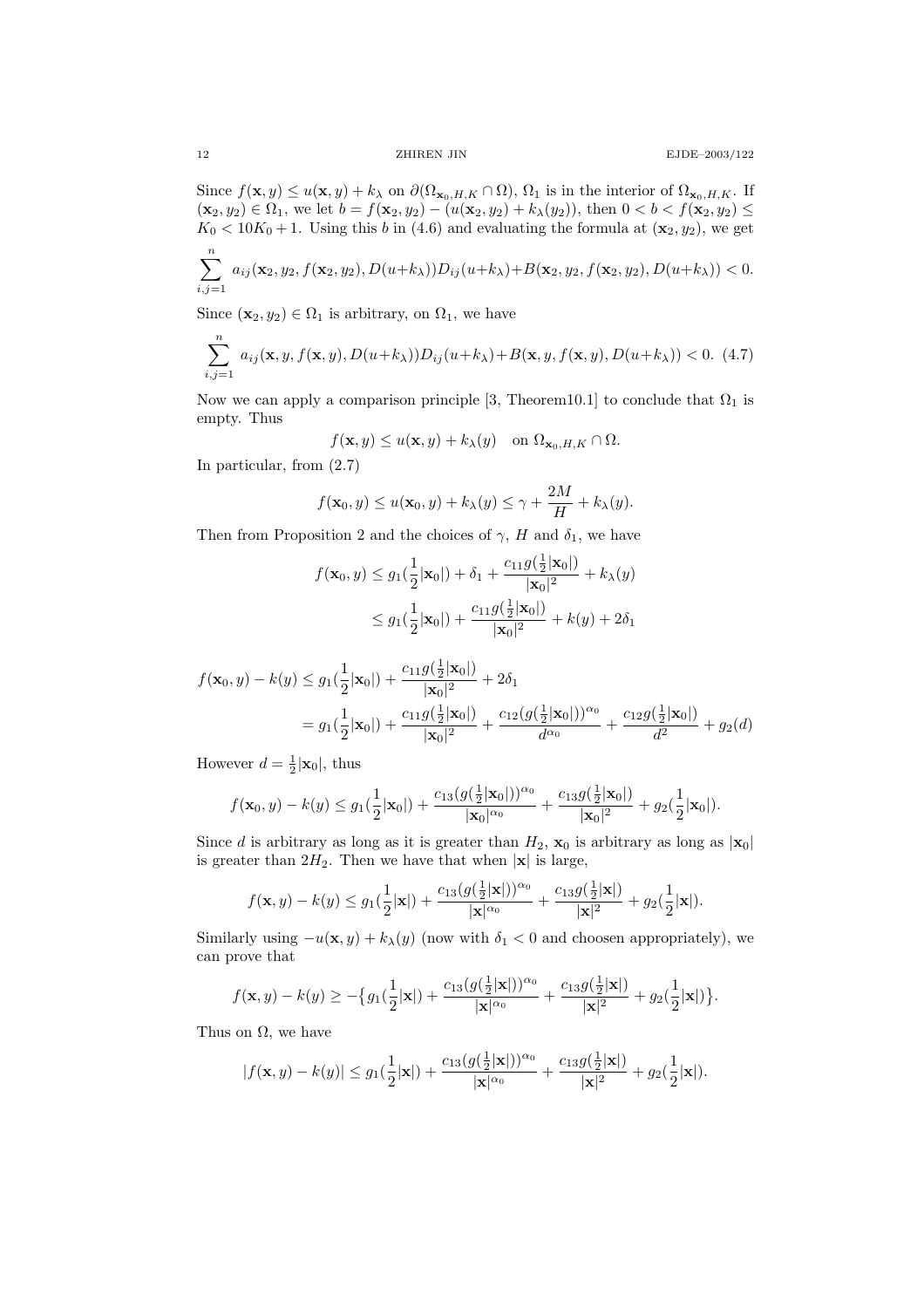Since $f(\mathbf{x}, y) \le u(\mathbf{x}, y) + k_\lambda$ on $\partial(\Omega_{\mathbf{x}_0,H,K} \cap \Omega)$, $\Omega_1$ is in the interior of $\Omega_{\mathbf{x}_0,H,K}$. If $(\mathbf{x}_2, y_2) \in \Omega_1$, we let $b = f(\mathbf{x}_2, y_2) - (u(\mathbf{x}_2, y_2) + k_\lambda(y_2))$, then $0 < b < f(\mathbf{x}_2, y_2) \le K_0 < 10K_0 + 1$. Using this $b$ in (4.6) and evaluating the formula at $(\mathbf{x}_2, y_2)$, we get

$$\sum_{i,j=1}^{n} a_{ij}(\mathbf{x}_2, y_2, f(\mathbf{x}_2, y_2), D(u+k_\lambda)) D_{ij}(u+k_\lambda) + B(\mathbf{x}_2, y_2, f(\mathbf{x}_2, y_2), D(u+k_\lambda)) < 0.$$

Since $(\mathbf{x}_2, y_2) \in \Omega_1$ is arbitrary, on $\Omega_1$, we have

$$\sum_{i,j=1}^{n} a_{ij}(\mathbf{x}, y, f(\mathbf{x}, y), D(u+k_\lambda)) D_{ij}(u+k_\lambda) + B(\mathbf{x}, y, f(\mathbf{x}, y), D(u+k_\lambda)) < 0. \quad (4.7)$$

Now we can apply a comparison principle [3, Theorem10.1] to conclude that $\Omega_1$ is empty. Thus

$$f(\mathbf{x}, y) \le u(\mathbf{x}, y) + k_\lambda(y) \quad \text{on } \Omega_{\mathbf{x}_0,H,K} \cap \Omega.$$

In particular, from (2.7)

$$f(\mathbf{x}_0, y) \le u(\mathbf{x}_0, y) + k_\lambda(y) \le \gamma + \frac{2M}{H} + k_\lambda(y).$$

Then from Proposition 2 and the choices of $\gamma$, $H$ and $\delta_1$, we have

$$\begin{aligned} f(\mathbf{x}_0, y) &\le g_1(\frac{1}{2}|\mathbf{x}_0|) + \delta_1 + \frac{c_{11} g(\frac{1}{2}|\mathbf{x}_0|)}{|\mathbf{x}_0|^2} + k_\lambda(y) \\ &\le g_1(\frac{1}{2}|\mathbf{x}_0|) + \frac{c_{11} g(\frac{1}{2}|\mathbf{x}_0|)}{|\mathbf{x}_0|^2} + k(y) + 2\delta_1 \end{aligned}$$

$$\begin{aligned} f(\mathbf{x}_0, y) - k(y) &\le g_1(\frac{1}{2}|\mathbf{x}_0|) + \frac{c_{11} g(\frac{1}{2}|\mathbf{x}_0|)}{|\mathbf{x}_0|^2} + 2\delta_1 \\ &= g_1(\frac{1}{2}|\mathbf{x}_0|) + \frac{c_{11} g(\frac{1}{2}|\mathbf{x}_0|)}{|\mathbf{x}_0|^2} + \frac{c_{12}(g(\frac{1}{2}|\mathbf{x}_0|))^{\alpha_0}}{d^{\alpha_0}} + \frac{c_{12} g(\frac{1}{2}|\mathbf{x}_0|)}{d^2} + g_2(d) \end{aligned}$$

However $d = \frac{1}{2}|\mathbf{x}_0|$, thus

$$f(\mathbf{x}_0, y) - k(y) \le g_1(\frac{1}{2}|\mathbf{x}_0|) + \frac{c_{13}(g(\frac{1}{2}|\mathbf{x}_0|))^{\alpha_0}}{|\mathbf{x}_0|^{\alpha_0}} + \frac{c_{13} g(\frac{1}{2}|\mathbf{x}_0|)}{|\mathbf{x}_0|^2} + g_2(\frac{1}{2}|\mathbf{x}_0|).$$

Since $d$ is arbitrary as long as it is greater than $H_2$, $\mathbf{x}_0$ is arbitrary as long as $|\mathbf{x}_0|$ is greater than $2H_2$. Then we have that when $|\mathbf{x}|$ is large,

$$f(\mathbf{x}, y) - k(y) \le g_1(\frac{1}{2}|\mathbf{x}|) + \frac{c_{13}(g(\frac{1}{2}|\mathbf{x}|))^{\alpha_0}}{|\mathbf{x}|^{\alpha_0}} + \frac{c_{13} g(\frac{1}{2}|\mathbf{x}|)}{|\mathbf{x}|^2} + g_2(\frac{1}{2}|\mathbf{x}|).$$

Similarly using $-u(\mathbf{x}, y) + k_\lambda(y)$ (now with $\delta_1 < 0$ and choosen appropriately), we can prove that

$$f(\mathbf{x}, y) - k(y) \ge -\big\{g_1(\frac{1}{2}|\mathbf{x}|) + \frac{c_{13}(g(\frac{1}{2}|\mathbf{x}|))^{\alpha_0}}{|\mathbf{x}|^{\alpha_0}} + \frac{c_{13} g(\frac{1}{2}|\mathbf{x}|)}{|\mathbf{x}|^2} + g_2(\frac{1}{2}|\mathbf{x}|)\big\}.$$

Thus on $\Omega$, we have

$$|f(\mathbf{x}, y) - k(y)| \le g_1(\frac{1}{2}|\mathbf{x}|) + \frac{c_{13}(g(\frac{1}{2}|\mathbf{x}|))^{\alpha_0}}{|\mathbf{x}|^{\alpha_0}} + \frac{c_{13} g(\frac{1}{2}|\mathbf{x}|)}{|\mathbf{x}|^2} + g_2(\frac{1}{2}|\mathbf{x}|).$$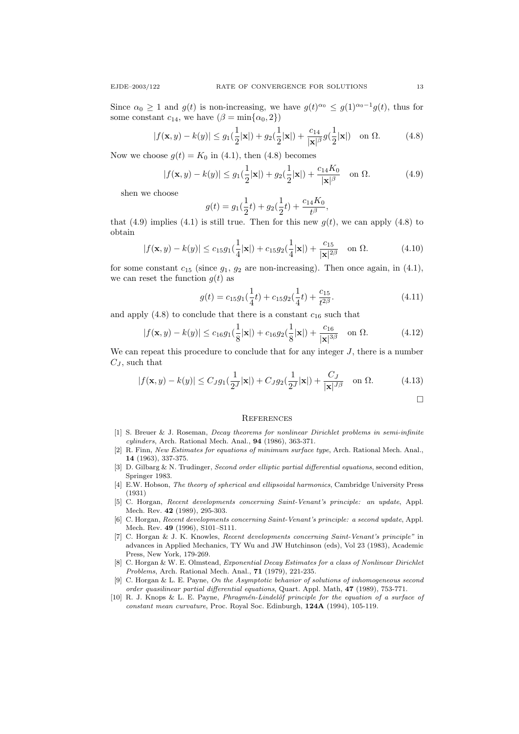Since $\alpha_0 \geq 1$ and $g(t)$ is non-increasing, we have $g(t)^{\alpha_0} \leq g(1)^{\alpha_0 - 1} g(t)$, thus for some constant $c_{14}$, we have ($\beta = \min\{\alpha_0, 2\}$)

$$|f(\mathbf{x}, y) - k(y)| \leq g_1(\frac{1}{2}|\mathbf{x}|) + g_2(\frac{1}{2}|\mathbf{x}|) + \frac{c_{14}}{|\mathbf{x}|^{\beta}} g(\frac{1}{2}|\mathbf{x}|) \quad \text{on } \Omega. \tag{4.8}$$

Now we choose $g(t) = K_0$ in (4.1), then (4.8) becomes

$$|f(\mathbf{x}, y) - k(y)| \leq g_1(\frac{1}{2}|\mathbf{x}|) + g_2(\frac{1}{2}|\mathbf{x}|) + \frac{c_{14} K_0}{|\mathbf{x}|^{\beta}} \quad \text{on } \Omega. \tag{4.9}$$

shen we choose

$$g(t) = g_1(\frac{1}{2}t) + g_2(\frac{1}{2}t) + \frac{c_{14} K_0}{t^{\beta}},$$

that (4.9) implies (4.1) is still true. Then for this new $g(t)$, we can apply (4.8) to obtain

$$|f(\mathbf{x}, y) - k(y)| \leq c_{15} g_1(\frac{1}{4}|\mathbf{x}|) + c_{15} g_2(\frac{1}{4}|\mathbf{x}|) + \frac{c_{15}}{|\mathbf{x}|^{2\beta}} \quad \text{on } \Omega. \tag{4.10}$$

for some constant $c_{15}$ (since $g_1$, $g_2$ are non-increasing). Then once again, in (4.1), we can reset the function $g(t)$ as

$$g(t) = c_{15} g_1(\frac{1}{4}t) + c_{15} g_2(\frac{1}{4}t) + \frac{c_{15}}{t^{2\beta}}. \tag{4.11}$$

and apply (4.8) to conclude that there is a constant $c_{16}$ such that

$$|f(\mathbf{x}, y) - k(y)| \leq c_{16} g_1(\frac{1}{8}|\mathbf{x}|) + c_{16} g_2(\frac{1}{8}|\mathbf{x}|) + \frac{c_{16}}{|\mathbf{x}|^{3\beta}} \quad \text{on } \Omega. \tag{4.12}$$

We can repeat this procedure to conclude that for any integer $J$, there is a number $C_J$, such that

$$|f(\mathbf{x}, y) - k(y)| \leq C_J g_1(\frac{1}{2^J}|\mathbf{x}|) + C_J g_2(\frac{1}{2^J}|\mathbf{x}|) + \frac{C_J}{|\mathbf{x}|^{J\beta}} \quad \text{on } \Omega. \tag{4.13}$$

□

## References

[1] S. Breuer & J. Roseman, *Decay theorems for nonlinear Dirichlet problems in semi-infinite cylinders*, Arch. Rational Mech. Anal., **94** (1986), 363-371.

[2] R. Finn, *New Estimates for equations of minimum surface type*, Arch. Rational Mech. Anal., **14** (1963), 337-375.

[3] D. Gilbarg & N. Trudinger, *Second order elliptic partial differential equations*, second edition, Springer 1983.

[4] E.W. Hobson, *The theory of spherical and ellipsoidal harmonics*, Cambridge University Press (1931)

[5] C. Horgan, *Recent developments concerning Saint-Venant's principle: an update*, Appl. Mech. Rev. **42** (1989), 295-303.

[6] C. Horgan, *Recent developments concerning Saint-Venant's principle: a second update*, Appl. Mech. Rev. **49** (1996), S101–S111.

[7] C. Horgan & J. K. Knowles, *Recent developments concerning Saint-Venant's principle"* in advances in Applied Mechanics, TY Wu and JW Hutchinson (eds), Vol 23 (1983), Academic Press, New York, 179-269.

[8] C. Horgan & W. E. Olmstead, *Exponential Decay Estimates for a class of Nonlinear Dirichlet Problems*, Arch. Rational Mech. Anal., **71** (1979), 221-235.

[9] C. Horgan & L. E. Payne, *On the Asymptotic behavior of solutions of inhomogeneous second order quasilinear partial differential equations*, Quart. Appl. Math, **47** (1989), 753-771.

[10] R. J. Knops & L. E. Payne, *Phragmén-Lindelöf principle for the equation of a surface of constant mean curvature*, Proc. Royal Soc. Edinburgh, **124A** (1994), 105-119.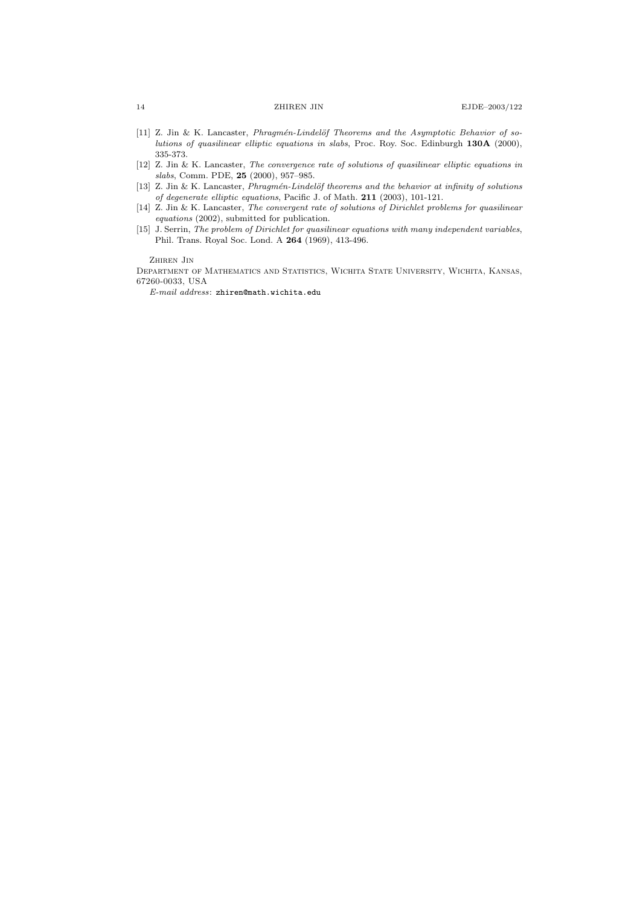[11] Z. Jin & K. Lancaster, *Phragmén-Lindelöf Theorems and the Asymptotic Behavior of solutions of quasilinear elliptic equations in slabs*, Proc. Roy. Soc. Edinburgh **130A** (2000), 335-373.

[12] Z. Jin & K. Lancaster, *The convergence rate of solutions of quasilinear elliptic equations in slabs*, Comm. PDE, **25** (2000), 957–985.

[13] Z. Jin & K. Lancaster, *Phragmén-Lindelöf theorems and the behavior at infinity of solutions of degenerate elliptic equations*, Pacific J. of Math. **211** (2003), 101-121.

[14] Z. Jin & K. Lancaster, *The convergent rate of solutions of Dirichlet problems for quasilinear equations* (2002), submitted for publication.

[15] J. Serrin, *The problem of Dirichlet for quasilinear equations with many independent variables*, Phil. Trans. Royal Soc. Lond. A **264** (1969), 413-496.

Zhiren Jin

Department of Mathematics and Statistics, Wichita State University, Wichita, Kansas, 67260-0033, USA

*E-mail address*: zhiren@math.wichita.edu